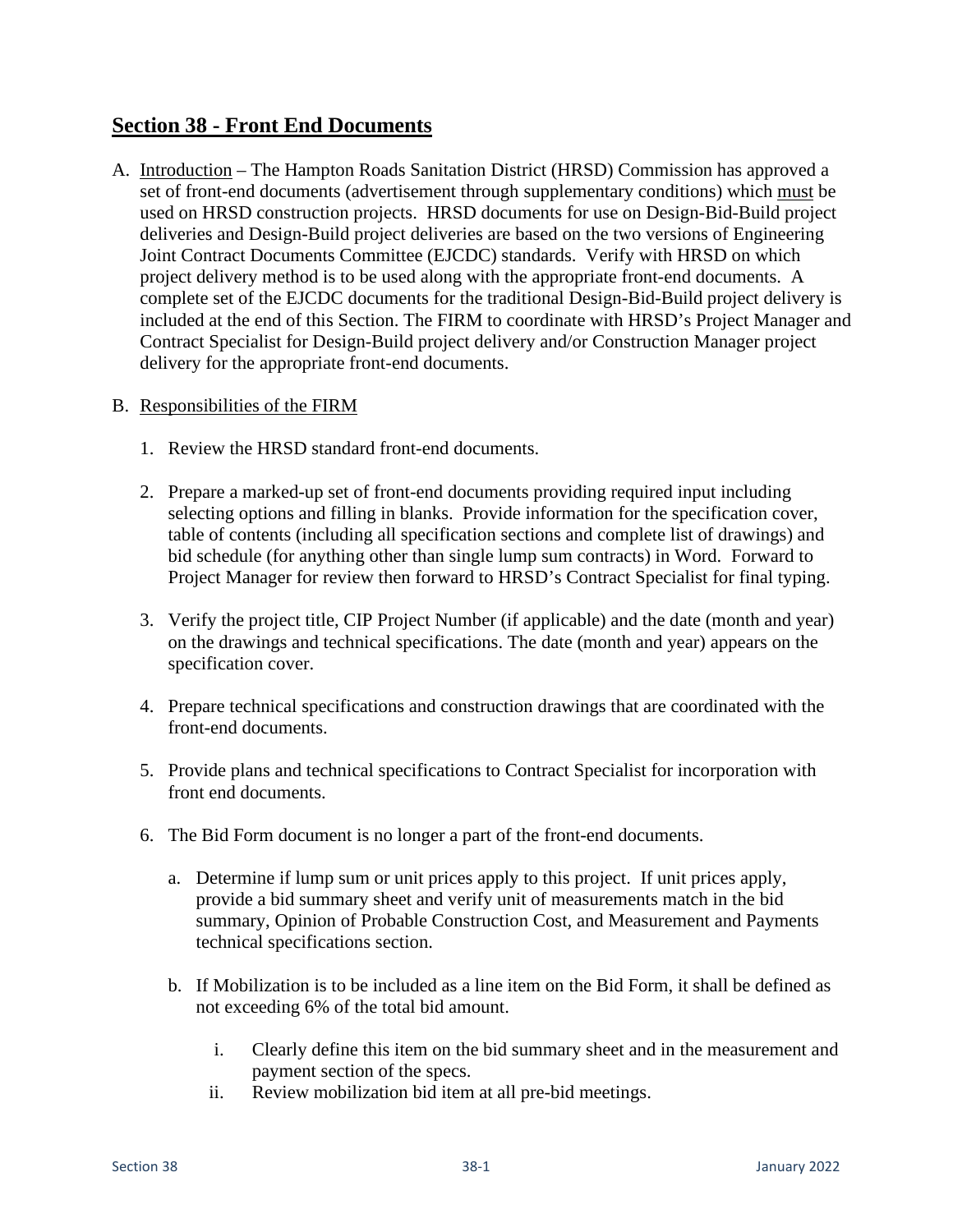## Section 38 - Front End Documents

A. Introduction – The Hampton Roads Sanitation District (HRSD) Commission has approved a set of front-end documents (advertisement through supplementary conditions) which must be used on HRSD construction projects. HRSD documents for use on Design-Bid-Build project deliveries and Design-Build project deliveries are based on the two versions of Engineering Joint Contract Documents Committee (EJCDC) standards. Verify with HRSD on which project delivery method is to be used along with the appropriate front-end documents. A complete set of the EJCDC documents for the traditional Design-Bid-Build project delivery is included at the end of this Section. The FIRM to coordinate with HRSD's Project Manager and Contract Specialist for Design-Build project delivery and/or Construction Manager project delivery for the appropriate front-end documents.

B. Responsibilities of the FIRM

1. Review the HRSD standard front-end documents.

2. Prepare a marked-up set of front-end documents providing required input including selecting options and filling in blanks. Provide information for the specification cover, table of contents (including all specification sections and complete list of drawings) and bid schedule (for anything other than single lump sum contracts) in Word. Forward to Project Manager for review then forward to HRSD's Contract Specialist for final typing.

3. Verify the project title, CIP Project Number (if applicable) and the date (month and year) on the drawings and technical specifications. The date (month and year) appears on the specification cover.

4. Prepare technical specifications and construction drawings that are coordinated with the front-end documents.

5. Provide plans and technical specifications to Contract Specialist for incorporation with front end documents.

6. The Bid Form document is no longer a part of the front-end documents.

   a. Determine if lump sum or unit prices apply to this project. If unit prices apply, provide a bid summary sheet and verify unit of measurements match in the bid summary, Opinion of Probable Construction Cost, and Measurement and Payments technical specifications section.

   b. If Mobilization is to be included as a line item on the Bid Form, it shall be defined as not exceeding 6% of the total bid amount.

      i. Clearly define this item on the bid summary sheet and in the measurement and payment section of the specs.

      ii. Review mobilization bid item at all pre-bid meetings.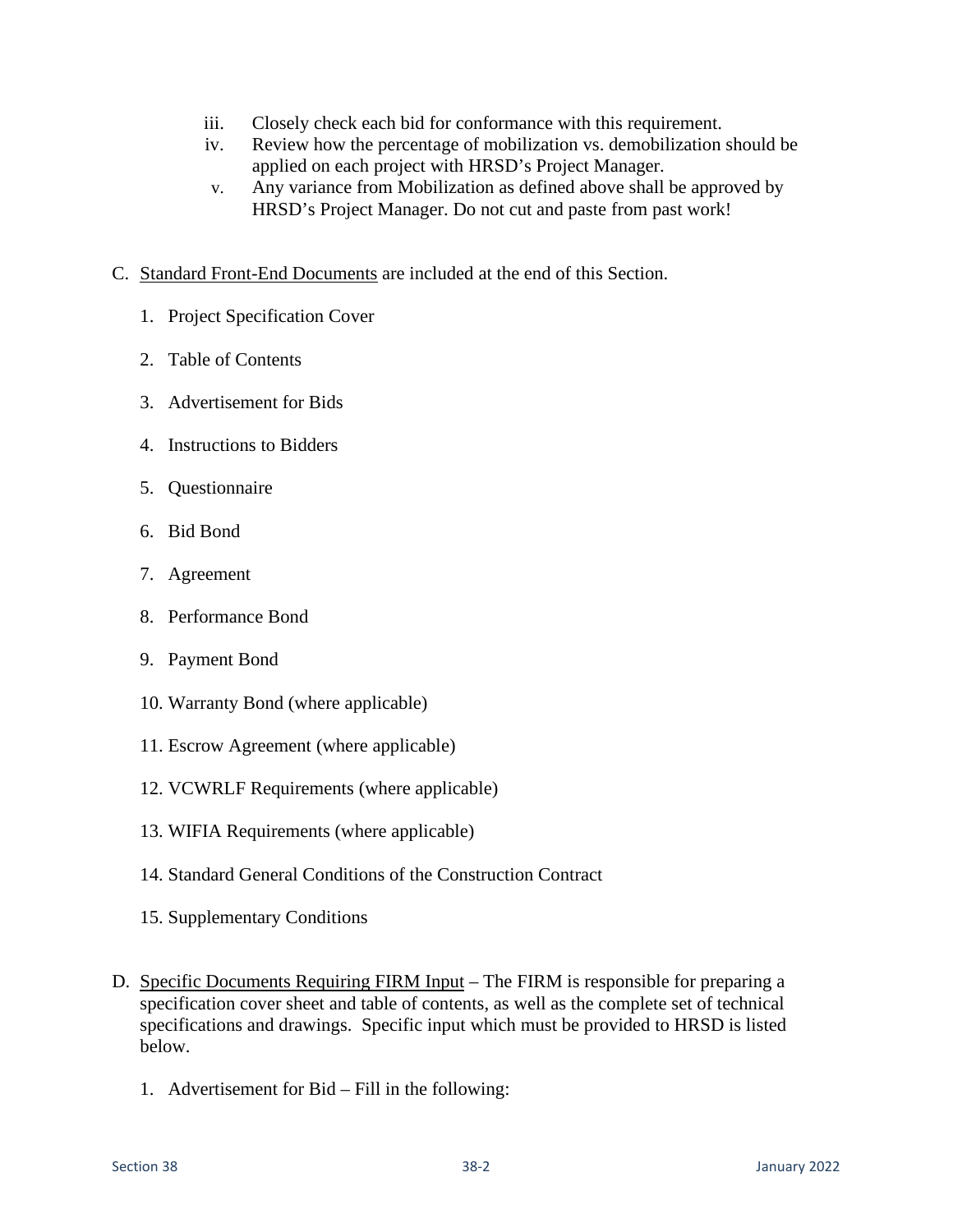iii. Closely check each bid for conformance with this requirement.

iv. Review how the percentage of mobilization vs. demobilization should be applied on each project with HRSD's Project Manager.

v. Any variance from Mobilization as defined above shall be approved by HRSD's Project Manager. Do not cut and paste from past work!

C. Standard Front-End Documents are included at the end of this Section.

1. Project Specification Cover
2. Table of Contents
3. Advertisement for Bids
4. Instructions to Bidders
5. Questionnaire
6. Bid Bond
7. Agreement
8. Performance Bond
9. Payment Bond
10. Warranty Bond (where applicable)
11. Escrow Agreement (where applicable)
12. VCWRLF Requirements (where applicable)
13. WIFIA Requirements (where applicable)
14. Standard General Conditions of the Construction Contract
15. Supplementary Conditions

D. Specific Documents Requiring FIRM Input – The FIRM is responsible for preparing a specification cover sheet and table of contents, as well as the complete set of technical specifications and drawings. Specific input which must be provided to HRSD is listed below.

1. Advertisement for Bid – Fill in the following: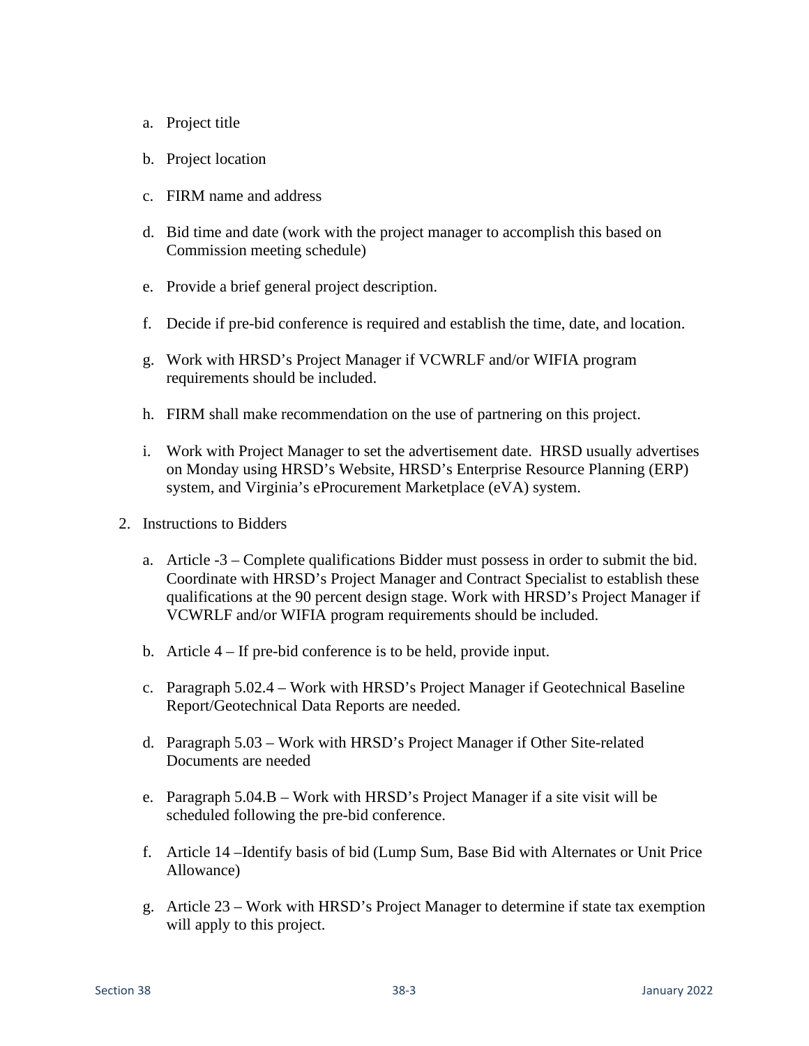a. Project title

   b. Project location

   c. FIRM name and address

   d. Bid time and date (work with the project manager to accomplish this based on Commission meeting schedule)

   e. Provide a brief general project description.

   f. Decide if pre-bid conference is required and establish the time, date, and location.

   g. Work with HRSD's Project Manager if VCWRLF and/or WIFIA program requirements should be included.

   h. FIRM shall make recommendation on the use of partnering on this project.

   i. Work with Project Manager to set the advertisement date. HRSD usually advertises on Monday using HRSD's Website, HRSD's Enterprise Resource Planning (ERP) system, and Virginia's eProcurement Marketplace (eVA) system.

2. Instructions to Bidders

   a. Article -3 – Complete qualifications Bidder must possess in order to submit the bid. Coordinate with HRSD's Project Manager and Contract Specialist to establish these qualifications at the 90 percent design stage. Work with HRSD's Project Manager if VCWRLF and/or WIFIA program requirements should be included.

   b. Article 4 – If pre-bid conference is to be held, provide input.

   c. Paragraph 5.02.4 – Work with HRSD's Project Manager if Geotechnical Baseline Report/Geotechnical Data Reports are needed.

   d. Paragraph 5.03 – Work with HRSD's Project Manager if Other Site-related Documents are needed

   e. Paragraph 5.04.B – Work with HRSD's Project Manager if a site visit will be scheduled following the pre-bid conference.

   f. Article 14 –Identify basis of bid (Lump Sum, Base Bid with Alternates or Unit Price Allowance)

   g. Article 23 – Work with HRSD's Project Manager to determine if state tax exemption will apply to this project.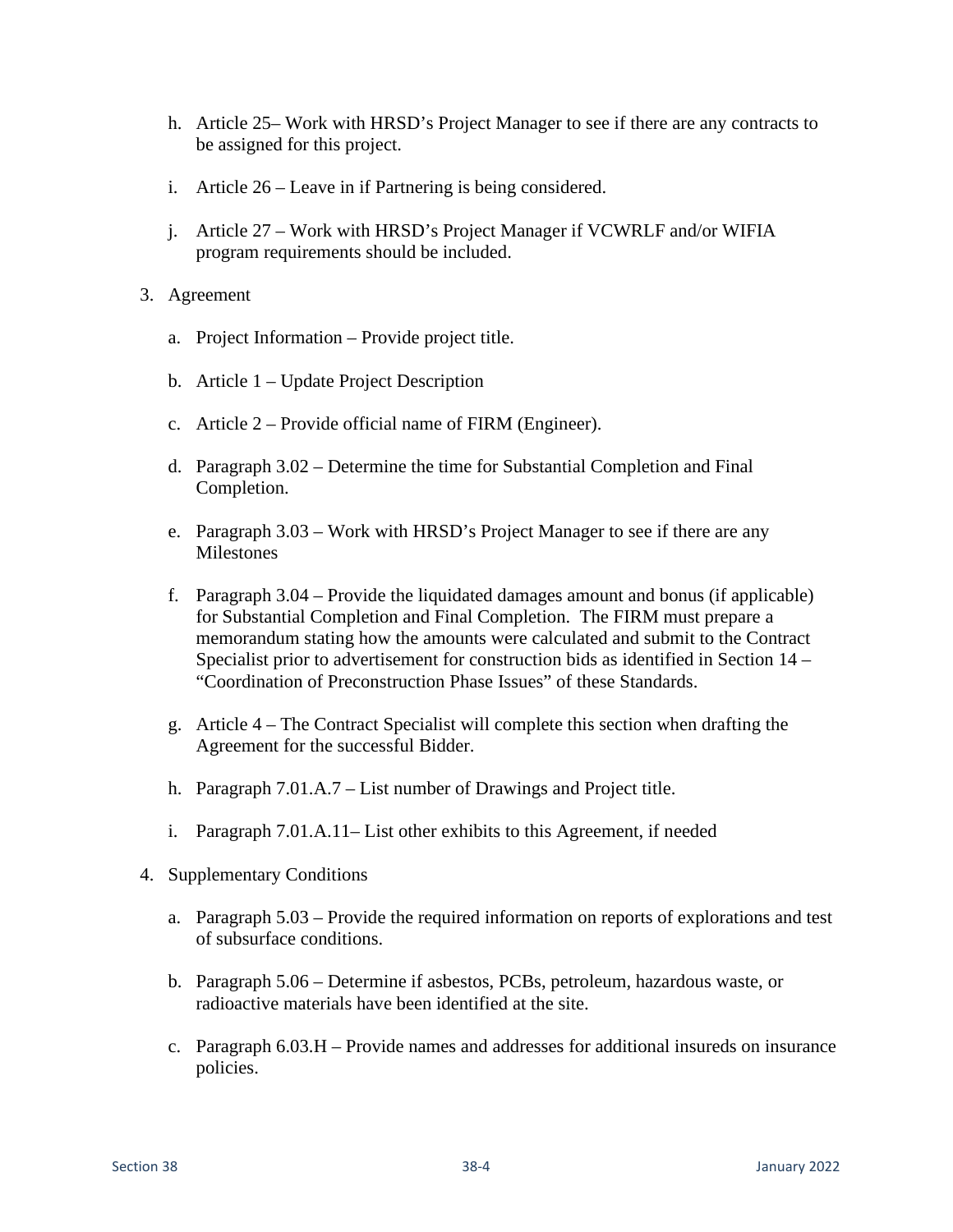h. Article 25– Work with HRSD's Project Manager to see if there are any contracts to be assigned for this project.

i. Article 26 – Leave in if Partnering is being considered.

j. Article 27 – Work with HRSD's Project Manager if VCWRLF and/or WIFIA program requirements should be included.

3. Agreement

   a. Project Information – Provide project title.

   b. Article 1 – Update Project Description

   c. Article 2 – Provide official name of FIRM (Engineer).

   d. Paragraph 3.02 – Determine the time for Substantial Completion and Final Completion.

   e. Paragraph 3.03 – Work with HRSD's Project Manager to see if there are any Milestones

   f. Paragraph 3.04 – Provide the liquidated damages amount and bonus (if applicable) for Substantial Completion and Final Completion. The FIRM must prepare a memorandum stating how the amounts were calculated and submit to the Contract Specialist prior to advertisement for construction bids as identified in Section 14 – "Coordination of Preconstruction Phase Issues" of these Standards.

   g. Article 4 – The Contract Specialist will complete this section when drafting the Agreement for the successful Bidder.

   h. Paragraph 7.01.A.7 – List number of Drawings and Project title.

   i. Paragraph 7.01.A.11– List other exhibits to this Agreement, if needed

4. Supplementary Conditions

   a. Paragraph 5.03 – Provide the required information on reports of explorations and test of subsurface conditions.

   b. Paragraph 5.06 – Determine if asbestos, PCBs, petroleum, hazardous waste, or radioactive materials have been identified at the site.

   c. Paragraph 6.03.H – Provide names and addresses for additional insureds on insurance policies.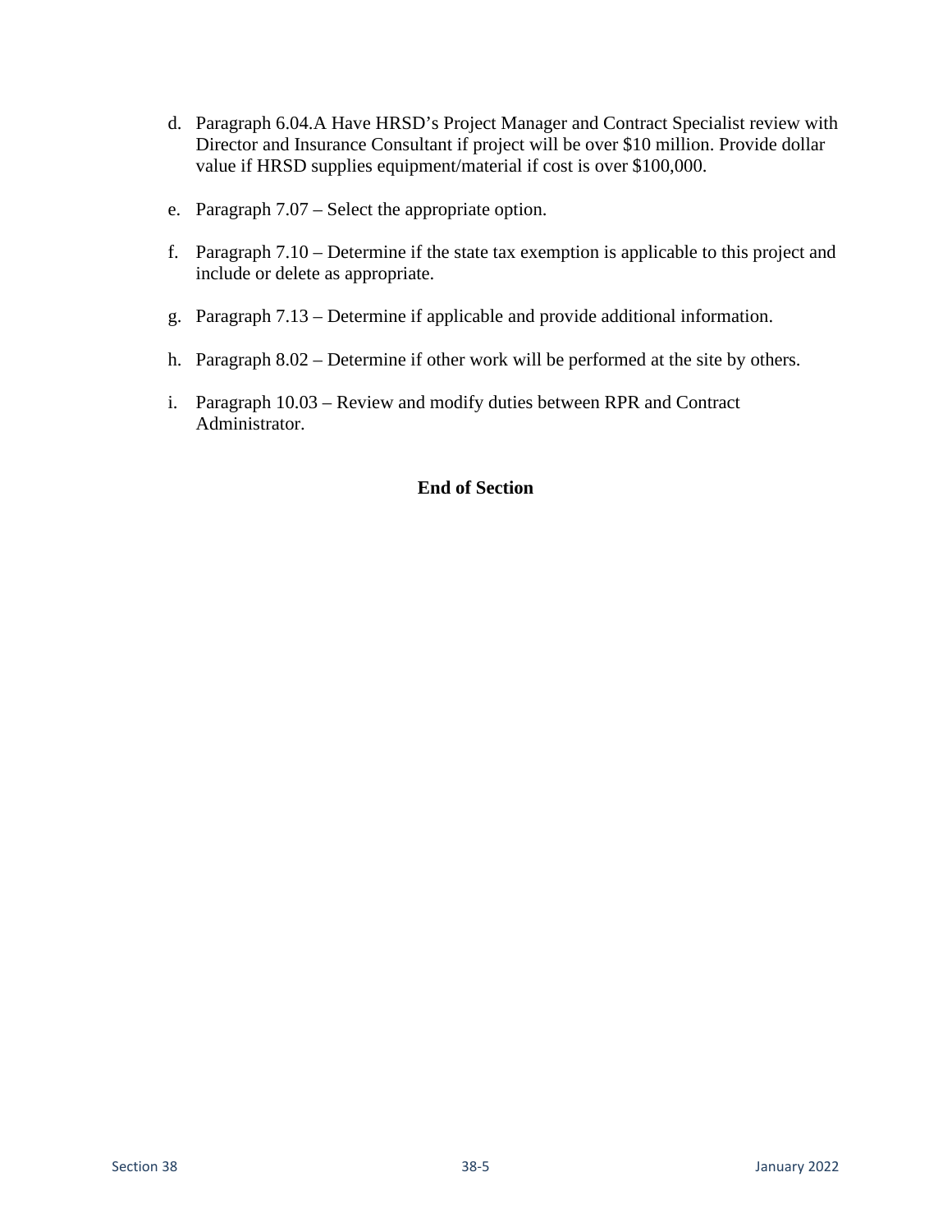d. Paragraph 6.04.A Have HRSD's Project Manager and Contract Specialist review with Director and Insurance Consultant if project will be over $10 million. Provide dollar value if HRSD supplies equipment/material if cost is over $100,000.

e. Paragraph 7.07 – Select the appropriate option.

f. Paragraph 7.10 – Determine if the state tax exemption is applicable to this project and include or delete as appropriate.

g. Paragraph 7.13 – Determine if applicable and provide additional information.

h. Paragraph 8.02 – Determine if other work will be performed at the site by others.

i. Paragraph 10.03 – Review and modify duties between RPR and Contract Administrator.

**End of Section**